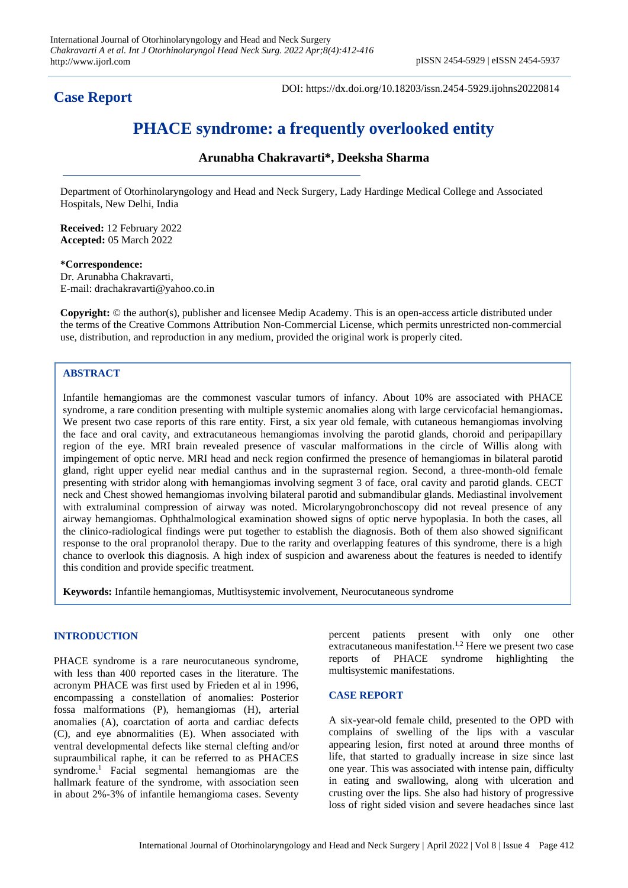**Case Report**

DOI: https://dx.doi.org/10.18203/issn.2454-5929.ijohns20220814

# PHACE syndrome: a frequently overlooked entity

**Arunabha Chakravarti\*, Deeksha Sharma**

Department of Otorhinolaryngology and Head and Neck Surgery, Lady Hardinge Medical College and Associated Hospitals, New Delhi, India

**Received:** 12 February 2022
**Accepted:** 05 March 2022

**\*Correspondence:**
Dr. Arunabha Chakravarti,
E-mail: drachakravarti@yahoo.co.in

**Copyright:** © the author(s), publisher and licensee Medip Academy. This is an open-access article distributed under the terms of the Creative Commons Attribution Non-Commercial License, which permits unrestricted non-commercial use, distribution, and reproduction in any medium, provided the original work is properly cited.

## ABSTRACT

Infantile hemangiomas are the commonest vascular tumors of infancy. About 10% are associated with PHACE syndrome, a rare condition presenting with multiple systemic anomalies along with large cervicofacial hemangiomas. We present two case reports of this rare entity. First, a six year old female, with cutaneous hemangiomas involving the face and oral cavity, and extracutaneous hemangiomas involving the parotid glands, choroid and peripapillary region of the eye. MRI brain revealed presence of vascular malformations in the circle of Willis along with impingement of optic nerve. MRI head and neck region confirmed the presence of hemangiomas in bilateral parotid gland, right upper eyelid near medial canthus and in the suprasternal region. Second, a three-month-old female presenting with stridor along with hemangiomas involving segment 3 of face, oral cavity and parotid glands. CECT neck and Chest showed hemangiomas involving bilateral parotid and submandibular glands. Mediastinal involvement with extraluminal compression of airway was noted. Microlaryngobronchoscopy did not reveal presence of any airway hemangiomas. Ophthalmological examination showed signs of optic nerve hypoplasia. In both the cases, all the clinico-radiological findings were put together to establish the diagnosis. Both of them also showed significant response to the oral propranolol therapy. Due to the rarity and overlapping features of this syndrome, there is a high chance to overlook this diagnosis. A high index of suspicion and awareness about the features is needed to identify this condition and provide specific treatment.

**Keywords:** Infantile hemangiomas, Mutltisystemic involvement, Neurocutaneous syndrome

## INTRODUCTION

PHACE syndrome is a rare neurocutaneous syndrome, with less than 400 reported cases in the literature. The acronym PHACE was first used by Frieden et al in 1996, encompassing a constellation of anomalies: Posterior fossa malformations (P), hemangiomas (H), arterial anomalies (A), coarctation of aorta and cardiac defects (C), and eye abnormalities (E). When associated with ventral developmental defects like sternal clefting and/or supraumbilical raphe, it can be referred to as PHACES syndrome.[1] Facial segmental hemangiomas are the hallmark feature of the syndrome, with association seen in about 2%-3% of infantile hemangioma cases. Seventy percent patients present with only one other extracutaneous manifestation.[1,2] Here we present two case reports of PHACE syndrome highlighting the multisystemic manifestations.

## CASE REPORT

A six-year-old female child, presented to the OPD with complains of swelling of the lips with a vascular appearing lesion, first noted at around three months of life, that started to gradually increase in size since last one year. This was associated with intense pain, difficulty in eating and swallowing, along with ulceration and crusting over the lips. She also had history of progressive loss of right sided vision and severe headaches since last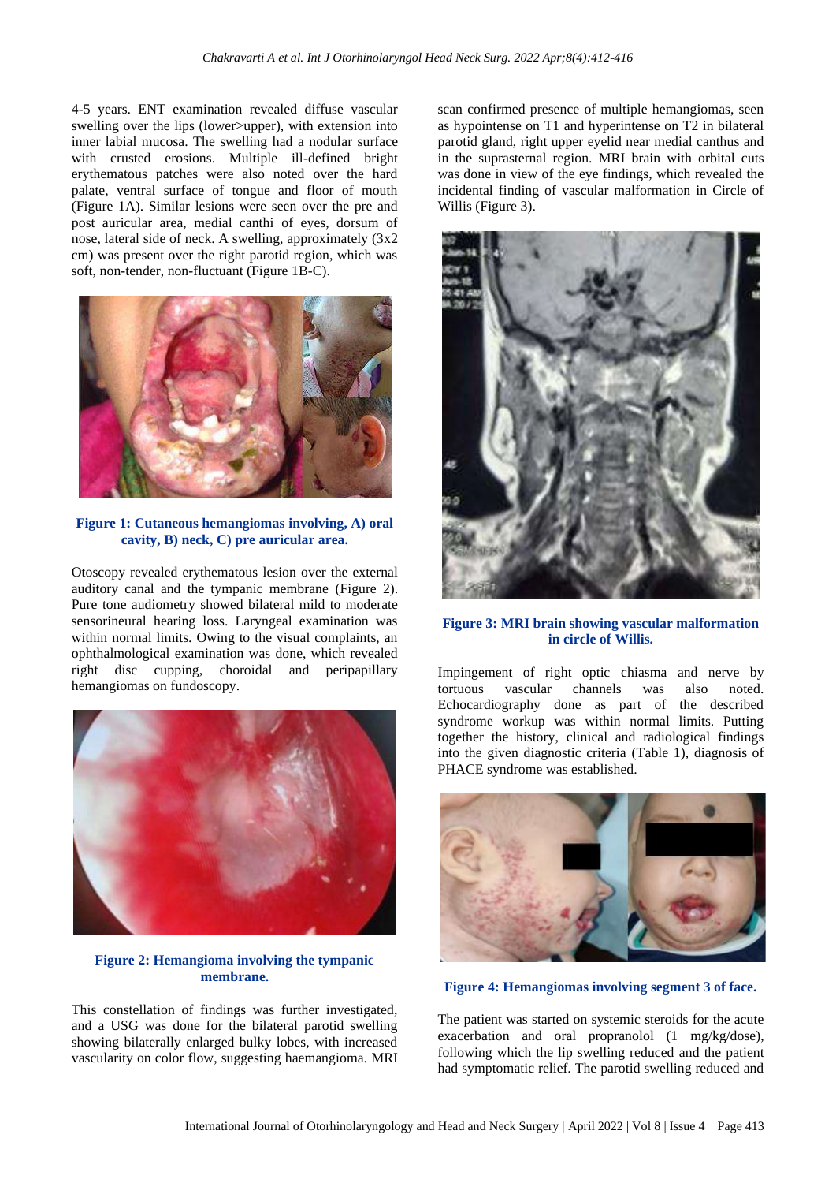4-5 years. ENT examination revealed diffuse vascular swelling over the lips (lower>upper), with extension into inner labial mucosa. The swelling had a nodular surface with crusted erosions. Multiple ill-defined bright erythematous patches were also noted over the hard palate, ventral surface of tongue and floor of mouth (Figure 1A). Similar lesions were seen over the pre and post auricular area, medial canthi of eyes, dorsum of nose, lateral side of neck. A swelling, approximately (3x2 cm) was present over the right parotid region, which was soft, non-tender, non-fluctuant (Figure 1B-C).

**Figure 1: Cutaneous hemangiomas involving, A) oral cavity, B) neck, C) pre auricular area.**

Otoscopy revealed erythematous lesion over the external auditory canal and the tympanic membrane (Figure 2). Pure tone audiometry showed bilateral mild to moderate sensorineural hearing loss. Laryngeal examination was within normal limits. Owing to the visual complaints, an ophthalmological examination was done, which revealed right disc cupping, choroidal and peripapillary hemangiomas on fundoscopy.

**Figure 2: Hemangioma involving the tympanic membrane.**

This constellation of findings was further investigated, and a USG was done for the bilateral parotid swelling showing bilaterally enlarged bulky lobes, with increased vascularity on color flow, suggesting haemangioma. MRI scan confirmed presence of multiple hemangiomas, seen as hypointense on T1 and hyperintense on T2 in bilateral parotid gland, right upper eyelid near medial canthus and in the suprasternal region. MRI brain with orbital cuts was done in view of the eye findings, which revealed the incidental finding of vascular malformation in Circle of Willis (Figure 3).

**Figure 3: MRI brain showing vascular malformation in circle of Willis.**

Impingement of right optic chiasma and nerve by tortuous vascular channels was also noted. Echocardiography done as part of the described syndrome workup was within normal limits. Putting together the history, clinical and radiological findings into the given diagnostic criteria (Table 1), diagnosis of PHACE syndrome was established.

**Figure 4: Hemangiomas involving segment 3 of face.**

The patient was started on systemic steroids for the acute exacerbation and oral propranolol (1 mg/kg/dose), following which the lip swelling reduced and the patient had symptomatic relief. The parotid swelling reduced and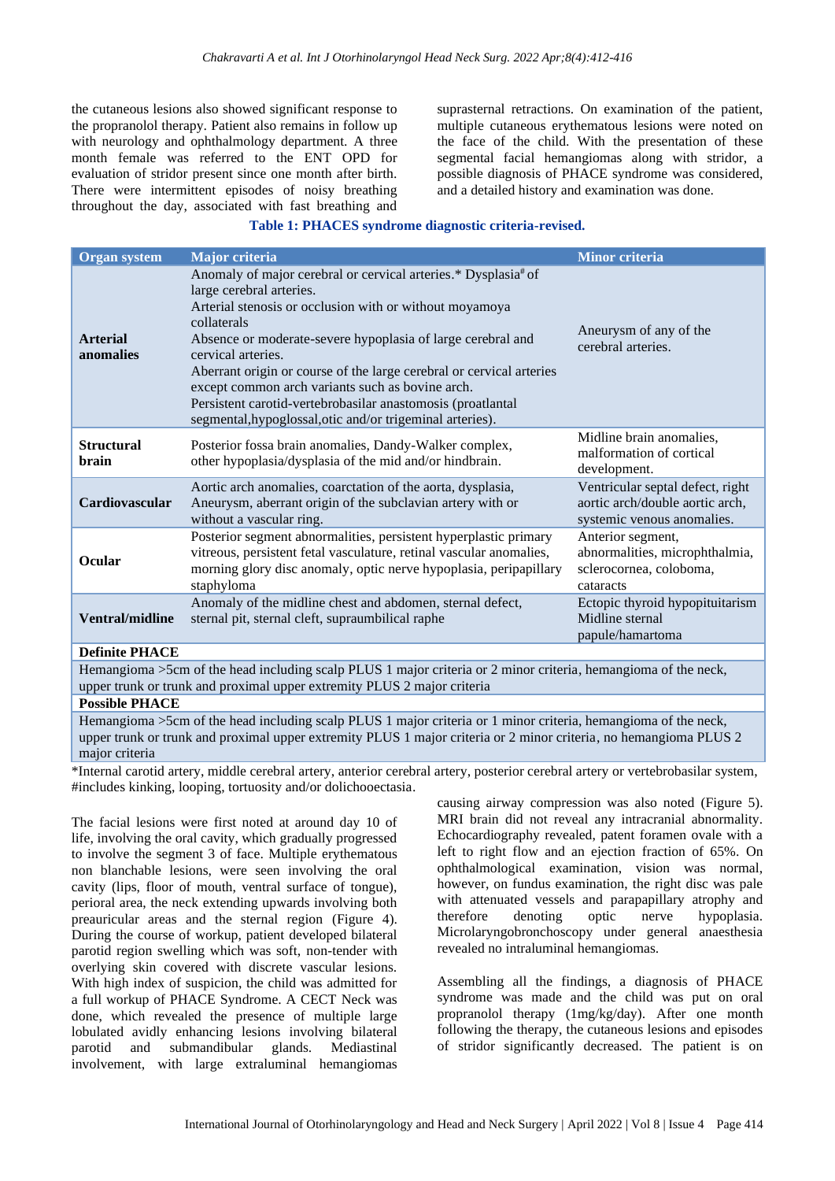the cutaneous lesions also showed significant response to the propranolol therapy. Patient also remains in follow up with neurology and ophthalmology department. A three month female was referred to the ENT OPD for evaluation of stridor present since one month after birth. There were intermittent episodes of noisy breathing throughout the day, associated with fast breathing and suprasternal retractions. On examination of the patient, multiple cutaneous erythematous lesions were noted on the face of the child. With the presentation of these segmental facial hemangiomas along with stridor, a possible diagnosis of PHACE syndrome was considered, and a detailed history and examination was done.

**Table 1: PHACES syndrome diagnostic criteria-revised.**

| Organ system | Major criteria | Minor criteria |
|---|---|---|
| **Arterial anomalies** | Anomaly of major cerebral or cervical arteries.* Dysplasia# of large cerebral arteries. Arterial stenosis or occlusion with or without moyamoya collaterals Absence or moderate-severe hypoplasia of large cerebral and cervical arteries. Aberrant origin or course of the large cerebral or cervical arteries except common arch variants such as bovine arch. Persistent carotid-vertebrobasilar anastomosis (proatlantal segmental,hypoglossal,otic and/or trigeminal arteries). | Aneurysm of any of the cerebral arteries. |
| **Structural brain** | Posterior fossa brain anomalies, Dandy-Walker complex, other hypoplasia/dysplasia of the mid and/or hindbrain. | Midline brain anomalies, malformation of cortical development. |
| **Cardiovascular** | Aortic arch anomalies, coarctation of the aorta, dysplasia, Aneurysm, aberrant origin of the subclavian artery with or without a vascular ring. | Ventricular septal defect, right aortic arch/double aortic arch, systemic venous anomalies. |
| **Ocular** | Posterior segment abnormalities, persistent hyperplastic primary vitreous, persistent fetal vasculature, retinal vascular anomalies, morning glory disc anomaly, optic nerve hypoplasia, peripapillary staphyloma | Anterior segment, abnormalities, microphthalmia, sclerocornea, coloboma, cataracts |
| **Ventral/midline** | Anomaly of the midline chest and abdomen, sternal defect, sternal pit, sternal cleft, supraumbilical raphe | Ectopic thyroid hypopituitarism Midline sternal papule/hamartoma |
| **Definite PHACE** | | |
| Hemangioma >5cm of the head including scalp PLUS 1 major criteria or 2 minor criteria, hemangioma of the neck, upper trunk or trunk and proximal upper extremity PLUS 2 major criteria | | |
| **Possible PHACE** | | |
| Hemangioma >5cm of the head including scalp PLUS 1 major criteria or 1 minor criteria, hemangioma of the neck, upper trunk or trunk and proximal upper extremity PLUS 1 major criteria or 2 minor criteria, no hemangioma PLUS 2 major criteria | | |

*Internal carotid artery, middle cerebral artery, anterior cerebral artery, posterior cerebral artery or vertebrobasilar system, #includes kinking, looping, tortuosity and/or dolichooectasia.

The facial lesions were first noted at around day 10 of life, involving the oral cavity, which gradually progressed to involve the segment 3 of face. Multiple erythematous non blanchable lesions, were seen involving the oral cavity (lips, floor of mouth, ventral surface of tongue), perioral area, the neck extending upwards involving both preauricular areas and the sternal region (Figure 4). During the course of workup, patient developed bilateral parotid region swelling which was soft, non-tender with overlying skin covered with discrete vascular lesions. With high index of suspicion, the child was admitted for a full workup of PHACE Syndrome. A CECT Neck was done, which revealed the presence of multiple large lobulated avidly enhancing lesions involving bilateral parotid and submandibular glands. Mediastinal involvement, with large extraluminal hemangiomas causing airway compression was also noted (Figure 5). MRI brain did not reveal any intracranial abnormality. Echocardiography revealed, patent foramen ovale with a left to right flow and an ejection fraction of 65%. On ophthalmological examination, vision was normal, however, on fundus examination, the right disc was pale with attenuated vessels and parapapillary atrophy and therefore denoting optic nerve hypoplasia. Microlaryngobronchoscopy under general anaesthesia revealed no intraluminal hemangiomas.

Assembling all the findings, a diagnosis of PHACE syndrome was made and the child was put on oral propranolol therapy (1mg/kg/day). After one month following the therapy, the cutaneous lesions and episodes of stridor significantly decreased. The patient is on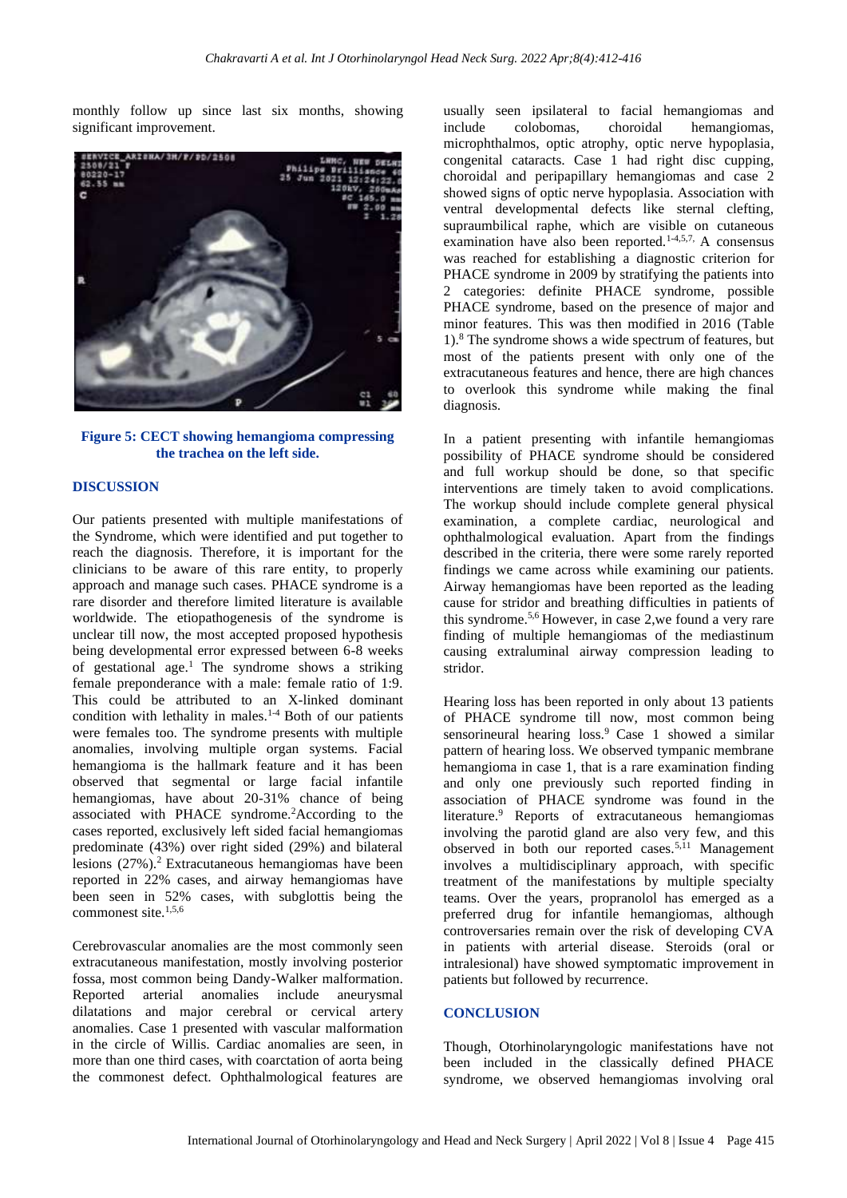monthly follow up since last six months, showing significant improvement.

**Figure 5: CECT showing hemangioma compressing the trachea on the left side.**

## DISCUSSION

Our patients presented with multiple manifestations of the Syndrome, which were identified and put together to reach the diagnosis. Therefore, it is important for the clinicians to be aware of this rare entity, to properly approach and manage such cases. PHACE syndrome is a rare disorder and therefore limited literature is available worldwide. The etiopathogenesis of the syndrome is unclear till now, the most accepted proposed hypothesis being developmental error expressed between 6-8 weeks of gestational age.[1] The syndrome shows a striking female preponderance with a male: female ratio of 1:9. This could be attributed to an X-linked dominant condition with lethality in males.[1-4] Both of our patients were females too. The syndrome presents with multiple anomalies, involving multiple organ systems. Facial hemangioma is the hallmark feature and it has been observed that segmental or large facial infantile hemangiomas, have about 20-31% chance of being associated with PHACE syndrome.[2] According to the cases reported, exclusively left sided facial hemangiomas predominate (43%) over right sided (29%) and bilateral lesions (27%).[2] Extracutaneous hemangiomas have been reported in 22% cases, and airway hemangiomas have been seen in 52% cases, with subglottis being the commonest site.[1,5,6]

Cerebrovascular anomalies are the most commonly seen extracutaneous manifestation, mostly involving posterior fossa, most common being Dandy-Walker malformation. Reported arterial anomalies include aneurysmal dilatations and major cerebral or cervical artery anomalies. Case 1 presented with vascular malformation in the circle of Willis. Cardiac anomalies are seen, in more than one third cases, with coarctation of aorta being the commonest defect. Ophthalmological features are usually seen ipsilateral to facial hemangiomas and include colobomas, choroidal hemangiomas, microphthalmos, optic atrophy, optic nerve hypoplasia, congenital cataracts. Case 1 had right disc cupping, choroidal and peripapillary hemangiomas and case 2 showed signs of optic nerve hypoplasia. Association with ventral developmental defects like sternal clefting, supraumbilical raphe, which are visible on cutaneous examination have also been reported.[1-4,5,7] A consensus was reached for establishing a diagnostic criterion for PHACE syndrome in 2009 by stratifying the patients into 2 categories: definite PHACE syndrome, possible PHACE syndrome, based on the presence of major and minor features. This was then modified in 2016 (Table 1).[8] The syndrome shows a wide spectrum of features, but most of the patients present with only one of the extracutaneous features and hence, there are high chances to overlook this syndrome while making the final diagnosis.

In a patient presenting with infantile hemangiomas possibility of PHACE syndrome should be considered and full workup should be done, so that specific interventions are timely taken to avoid complications. The workup should include complete general physical examination, a complete cardiac, neurological and ophthalmological evaluation. Apart from the findings described in the criteria, there were some rarely reported findings we came across while examining our patients. Airway hemangiomas have been reported as the leading cause for stridor and breathing difficulties in patients of this syndrome.[5,6] However, in case 2,we found a very rare finding of multiple hemangiomas of the mediastinum causing extraluminal airway compression leading to stridor.

Hearing loss has been reported in only about 13 patients of PHACE syndrome till now, most common being sensorineural hearing loss.[9] Case 1 showed a similar pattern of hearing loss. We observed tympanic membrane hemangioma in case 1, that is a rare examination finding and only one previously such reported finding in association of PHACE syndrome was found in the literature.[9] Reports of extracutaneous hemangiomas involving the parotid gland are also very few, and this observed in both our reported cases.[5,11] Management involves a multidisciplinary approach, with specific treatment of the manifestations by multiple specialty teams. Over the years, propranolol has emerged as a preferred drug for infantile hemangiomas, although controversaries remain over the risk of developing CVA in patients with arterial disease. Steroids (oral or intralesional) have showed symptomatic improvement in patients but followed by recurrence.

## CONCLUSION

Though, Otorhinolaryngologic manifestations have not been included in the classically defined PHACE syndrome, we observed hemangiomas involving oral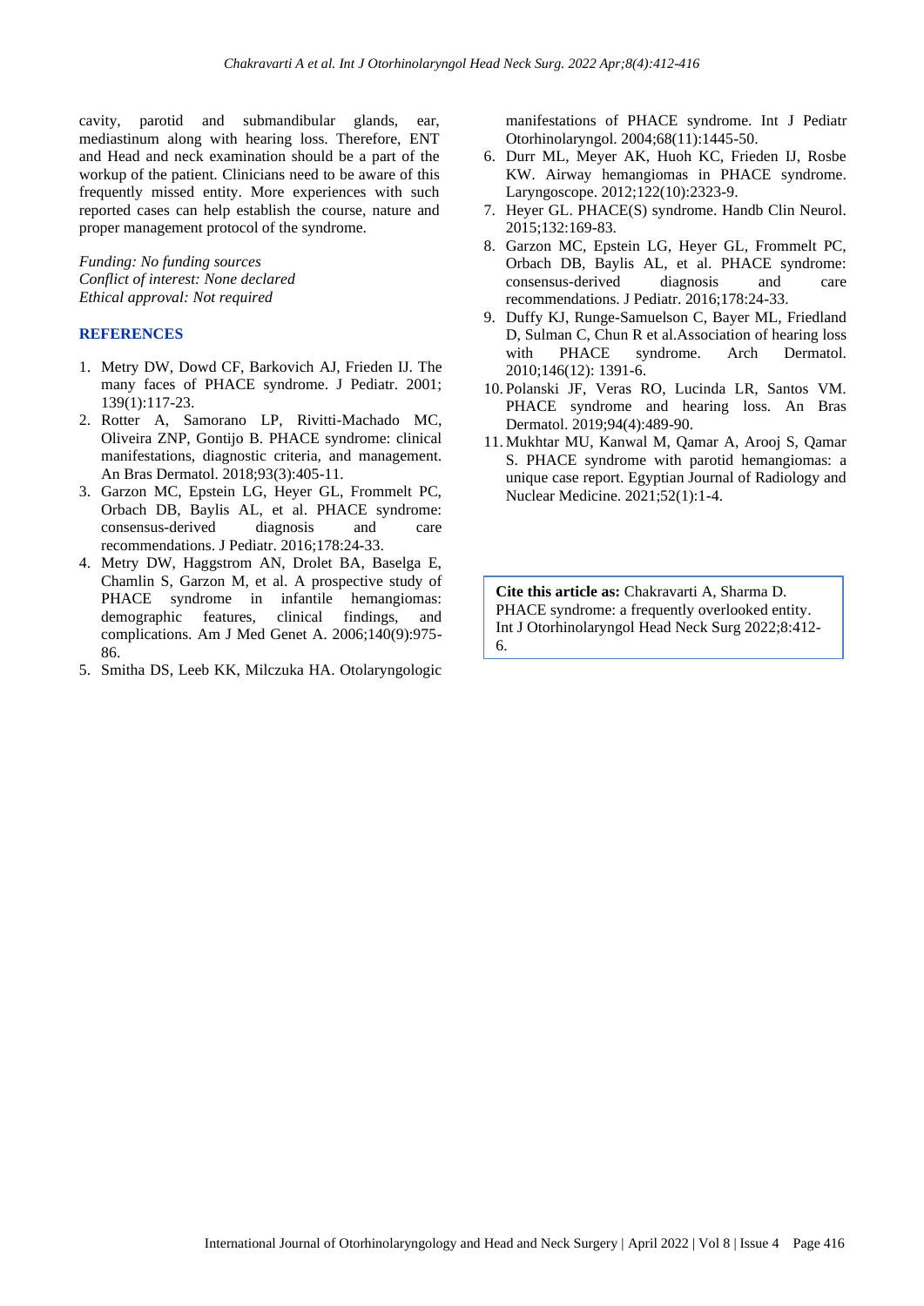cavity, parotid and submandibular glands, ear, mediastinum along with hearing loss. Therefore, ENT and Head and neck examination should be a part of the workup of the patient. Clinicians need to be aware of this frequently missed entity. More experiences with such reported cases can help establish the course, nature and proper management protocol of the syndrome.

*Funding: No funding sources*
*Conflict of interest: None declared*
*Ethical approval: Not required*

## REFERENCES

1. Metry DW, Dowd CF, Barkovich AJ, Frieden IJ. The many faces of PHACE syndrome. J Pediatr. 2001; 139(1):117-23.
2. Rotter A, Samorano LP, Rivitti-Machado MC, Oliveira ZNP, Gontijo B. PHACE syndrome: clinical manifestations, diagnostic criteria, and management. An Bras Dermatol. 2018;93(3):405-11.
3. Garzon MC, Epstein LG, Heyer GL, Frommelt PC, Orbach DB, Baylis AL, et al. PHACE syndrome: consensus-derived diagnosis and care recommendations. J Pediatr. 2016;178:24-33.
4. Metry DW, Haggstrom AN, Drolet BA, Baselga E, Chamlin S, Garzon M, et al. A prospective study of PHACE syndrome in infantile hemangiomas: demographic features, clinical findings, and complications. Am J Med Genet A. 2006;140(9):975-86.
5. Smitha DS, Leeb KK, Milczuka HA. Otolaryngologic manifestations of PHACE syndrome. Int J Pediatr Otorhinolaryngol. 2004;68(11):1445-50.
6. Durr ML, Meyer AK, Huoh KC, Frieden IJ, Rosbe KW. Airway hemangiomas in PHACE syndrome. Laryngoscope. 2012;122(10):2323-9.
7. Heyer GL. PHACE(S) syndrome. Handb Clin Neurol. 2015;132:169-83.
8. Garzon MC, Epstein LG, Heyer GL, Frommelt PC, Orbach DB, Baylis AL, et al. PHACE syndrome: consensus-derived diagnosis and care recommendations. J Pediatr. 2016;178:24-33.
9. Duffy KJ, Runge-Samuelson C, Bayer ML, Friedland D, Sulman C, Chun R et al.Association of hearing loss with PHACE syndrome. Arch Dermatol. 2010;146(12): 1391-6.
10. Polanski JF, Veras RO, Lucinda LR, Santos VM. PHACE syndrome and hearing loss. An Bras Dermatol. 2019;94(4):489-90.
11. Mukhtar MU, Kanwal M, Qamar A, Arooj S, Qamar S. PHACE syndrome with parotid hemangiomas: a unique case report. Egyptian Journal of Radiology and Nuclear Medicine. 2021;52(1):1-4.

**Cite this article as:** Chakravarti A, Sharma D. PHACE syndrome: a frequently overlooked entity. Int J Otorhinolaryngol Head Neck Surg 2022;8:412-6.